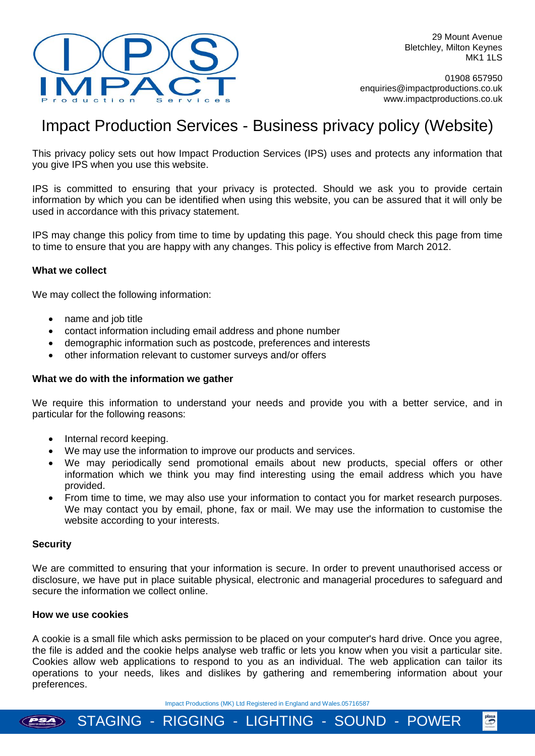29 Mount Avenue
Bletchley, Milton Keynes
MK1 1LS

01908 657950
enquiries@impactproductions.co.uk
www.impactproductions.co.uk

# Impact Production Services - Business privacy policy (Website)

This privacy policy sets out how Impact Production Services (IPS) uses and protects any information that you give IPS when you use this website.

IPS is committed to ensuring that your privacy is protected. Should we ask you to provide certain information by which you can be identified when using this website, you can be assured that it will only be used in accordance with this privacy statement.

IPS may change this policy from time to time by updating this page. You should check this page from time to time to ensure that you are happy with any changes. This policy is effective from March 2012.

**What we collect**

We may collect the following information:

- name and job title
- contact information including email address and phone number
- demographic information such as postcode, preferences and interests
- other information relevant to customer surveys and/or offers

**What we do with the information we gather**

We require this information to understand your needs and provide you with a better service, and in particular for the following reasons:

- Internal record keeping.
- We may use the information to improve our products and services.
- We may periodically send promotional emails about new products, special offers or other information which we think you may find interesting using the email address which you have provided.
- From time to time, we may also use your information to contact you for market research purposes. We may contact you by email, phone, fax or mail. We may use the information to customise the website according to your interests.

**Security**

We are committed to ensuring that your information is secure. In order to prevent unauthorised access or disclosure, we have put in place suitable physical, electronic and managerial procedures to safeguard and secure the information we collect online.

**How we use cookies**

A cookie is a small file which asks permission to be placed on your computer's hard drive. Once you agree, the file is added and the cookie helps analyse web traffic or lets you know when you visit a particular site. Cookies allow web applications to respond to you as an individual. The web application can tailor its operations to your needs, likes and dislikes by gathering and remembering information about your preferences.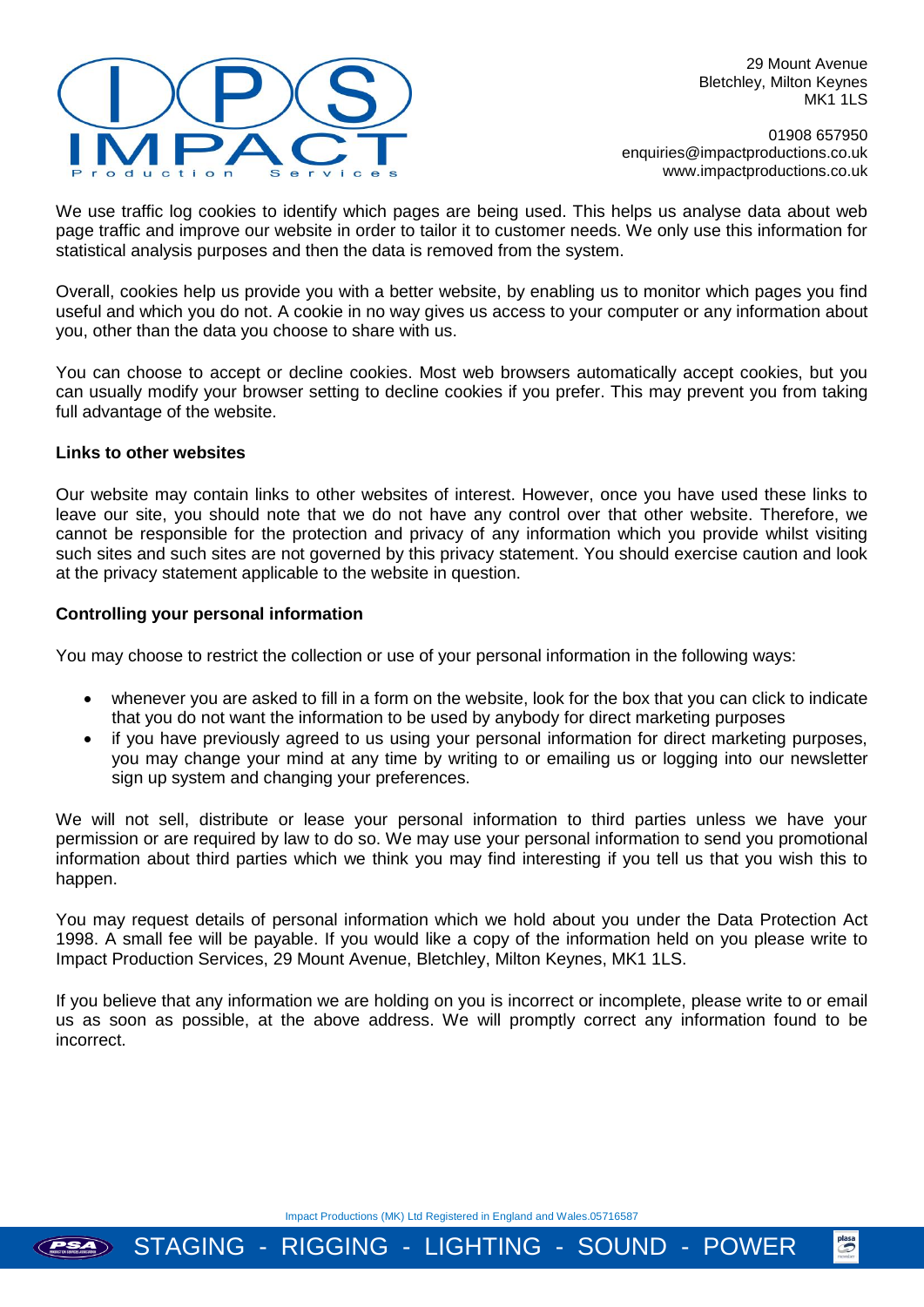We use traffic log cookies to identify which pages are being used. This helps us analyse data about web page traffic and improve our website in order to tailor it to customer needs. We only use this information for statistical analysis purposes and then the data is removed from the system.

Overall, cookies help us provide you with a better website, by enabling us to monitor which pages you find useful and which you do not. A cookie in no way gives us access to your computer or any information about you, other than the data you choose to share with us.

You can choose to accept or decline cookies. Most web browsers automatically accept cookies, but you can usually modify your browser setting to decline cookies if you prefer. This may prevent you from taking full advantage of the website.

**Links to other websites**

Our website may contain links to other websites of interest. However, once you have used these links to leave our site, you should note that we do not have any control over that other website. Therefore, we cannot be responsible for the protection and privacy of any information which you provide whilst visiting such sites and such sites are not governed by this privacy statement. You should exercise caution and look at the privacy statement applicable to the website in question.

**Controlling your personal information**

You may choose to restrict the collection or use of your personal information in the following ways:

- whenever you are asked to fill in a form on the website, look for the box that you can click to indicate that you do not want the information to be used by anybody for direct marketing purposes
- if you have previously agreed to us using your personal information for direct marketing purposes, you may change your mind at any time by writing to or emailing us or logging into our newsletter sign up system and changing your preferences.

We will not sell, distribute or lease your personal information to third parties unless we have your permission or are required by law to do so. We may use your personal information to send you promotional information about third parties which we think you may find interesting if you tell us that you wish this to happen.

You may request details of personal information which we hold about you under the Data Protection Act 1998. A small fee will be payable. If you would like a copy of the information held on you please write to Impact Production Services, 29 Mount Avenue, Bletchley, Milton Keynes, MK1 1LS.

If you believe that any information we are holding on you is incorrect or incomplete, please write to or email us as soon as possible, at the above address. We will promptly correct any information found to be incorrect.